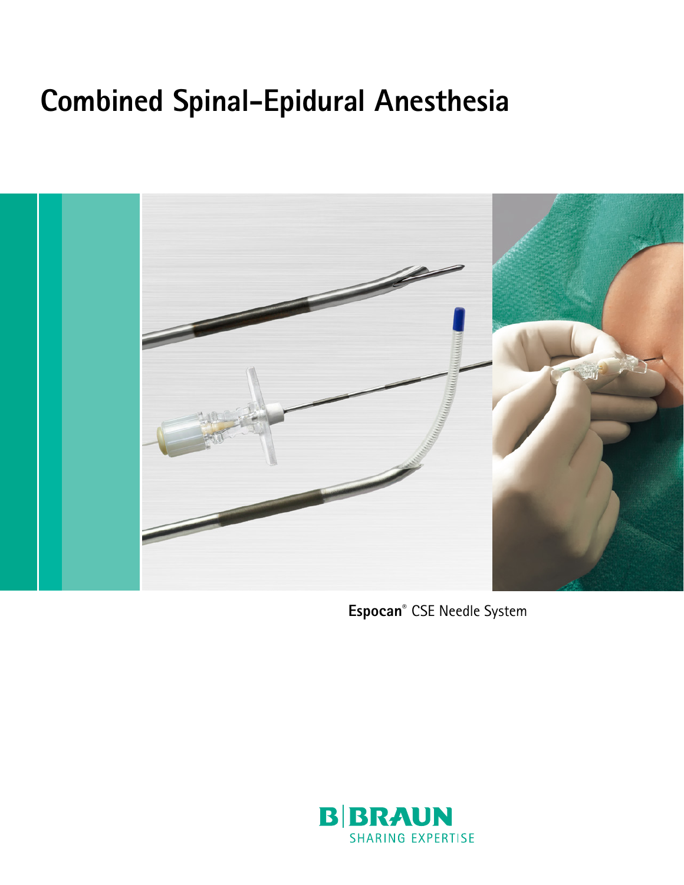# Combined Spinal-Epidural Anesthesia

**Espocan**® CSE Needle System

B|BRAUN

SHARING EXPERTISE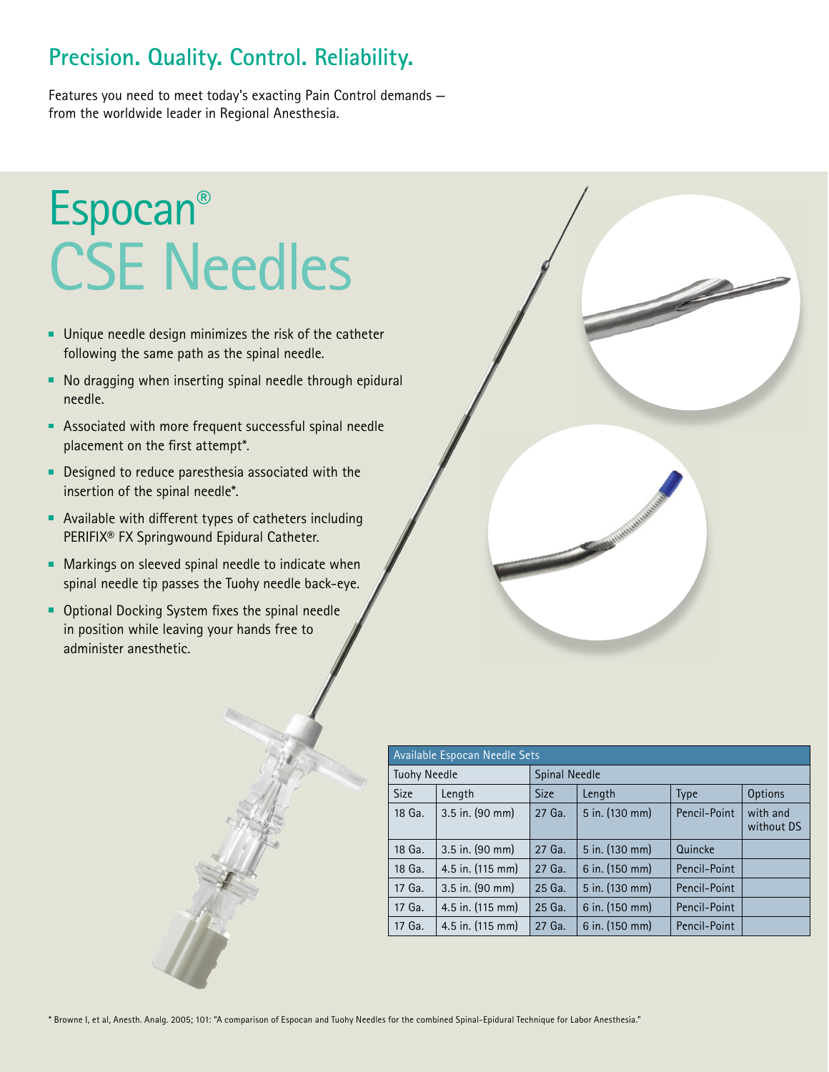## Precision. Quality. Control. Reliability.

Features you need to meet today's exacting Pain Control demands – from the worldwide leader in Regional Anesthesia.

# Espocan® CSE Needles

- Unique needle design minimizes the risk of the catheter following the same path as the spinal needle.
- No dragging when inserting spinal needle through epidural needle.
- Associated with more frequent successful spinal needle placement on the first attempt*.
- Designed to reduce paresthesia associated with the insertion of the spinal needle*.
- Available with different types of catheters including PERIFIX® FX Springwound Epidural Catheter.
- Markings on sleeved spinal needle to indicate when spinal needle tip passes the Tuohy needle back-eye.
- Optional Docking System fixes the spinal needle in position while leaving your hands free to administer anesthetic.

| Available Espocan Needle Sets | | | | | |
|---|---|---|---|---|---|
| Tuohy Needle | | Spinal Needle | | | |
| Size | Length | Size | Length | Type | Options |
| 18 Ga. | 3.5 in. (90 mm) | 27 Ga. | 5 in. (130 mm) | Pencil-Point | with and without DS |
| 18 Ga. | 3.5 in. (90 mm) | 27 Ga. | 5 in. (130 mm) | Quincke | |
| 18 Ga. | 4.5 in. (115 mm) | 27 Ga. | 6 in. (150 mm) | Pencil-Point | |
| 17 Ga. | 3.5 in. (90 mm) | 25 Ga. | 5 in. (130 mm) | Pencil-Point | |
| 17 Ga. | 4.5 in. (115 mm) | 25 Ga. | 6 in. (150 mm) | Pencil-Point | |
| 17 Ga. | 4.5 in. (115 mm) | 27 Ga. | 6 in. (150 mm) | Pencil-Point | |

* Browne I, et al, Anesth. Analg. 2005; 101: "A comparison of Espocan and Tuohy Needles for the combined Spinal-Epidural Technique for Labor Anesthesia."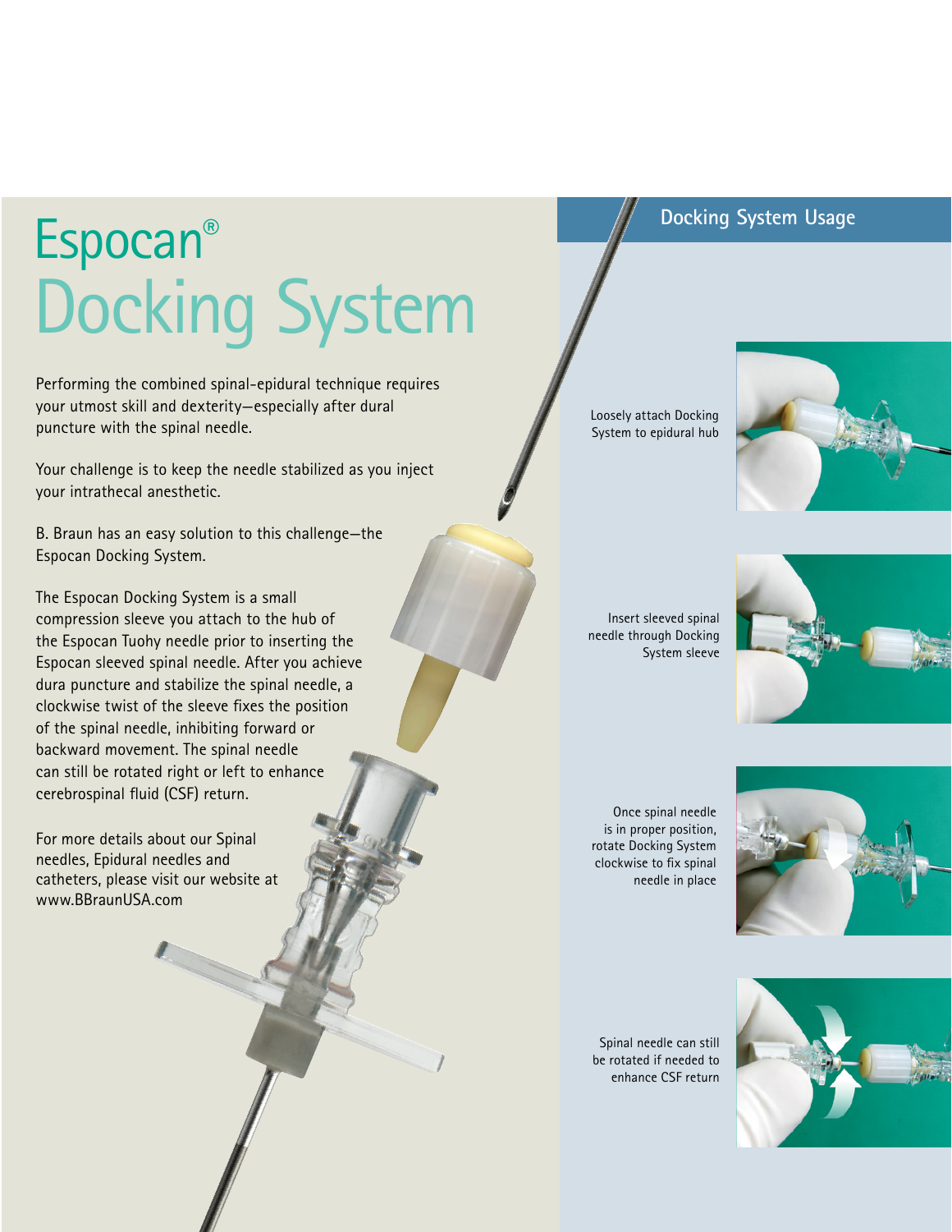# Espocan® Docking System

Performing the combined spinal-epidural technique requires your utmost skill and dexterity—especially after dural puncture with the spinal needle.

Your challenge is to keep the needle stabilized as you inject your intrathecal anesthetic.

B. Braun has an easy solution to this challenge—the Espocan Docking System.

The Espocan Docking System is a small compression sleeve you attach to the hub of the Espocan Tuohy needle prior to inserting the Espocan sleeved spinal needle. After you achieve dura puncture and stabilize the spinal needle, a clockwise twist of the sleeve fixes the position of the spinal needle, inhibiting forward or backward movement. The spinal needle can still be rotated right or left to enhance cerebrospinal fluid (CSF) return.

For more details about our Spinal needles, Epidural needles and catheters, please visit our website at www.BBraunUSA.com

## Docking System Usage

Loosely attach Docking System to epidural hub

Insert sleeved spinal needle through Docking System sleeve

Once spinal needle is in proper position, rotate Docking System clockwise to fix spinal needle in place

Spinal needle can still be rotated if needed to enhance CSF return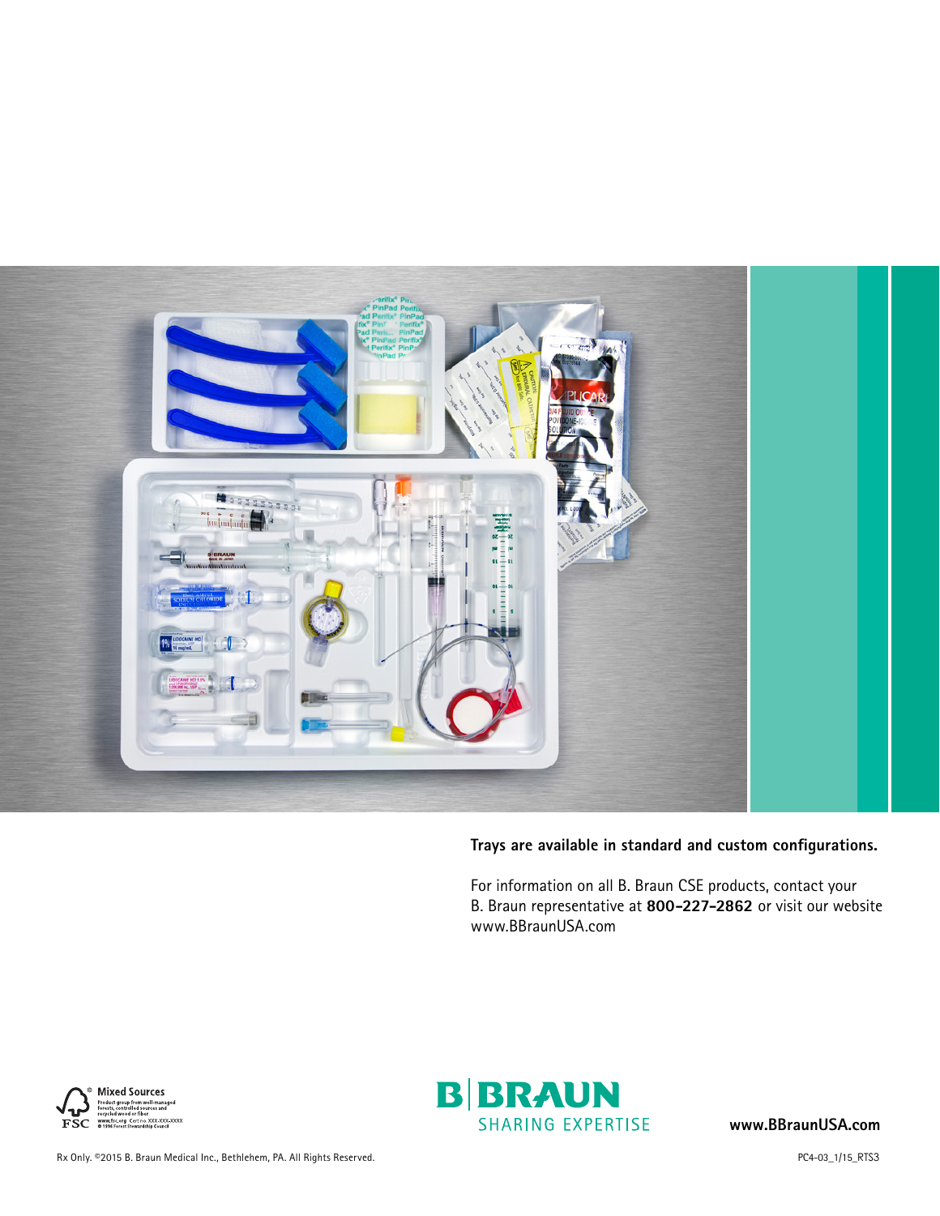**Trays are available in standard and custom configurations.**

For information on all B. Braun CSE products, contact your B. Braun representative at **800-227-2862** or visit our website www.BBraunUSA.com

Mixed Sources
Product group from well-managed forests, controlled sources and recycled wood or fiber
www.fsc.org Cert no. XXX-XXX-XXXX
© 1996 Forest Stewardship Council

B|BRAUN
SHARING EXPERTISE

**www.BBraunUSA.com**

Rx Only. ©2015 B. Braun Medical Inc., Bethlehem, PA. All Rights Reserved.

PC4-03_1/15_RTS3